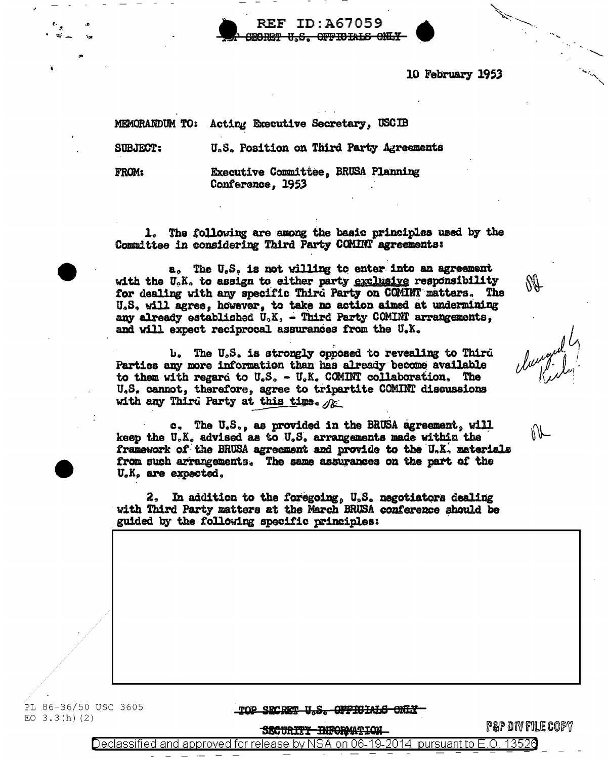REF ID:A67059

~~TOP SECRET U.S. OFFICIALS ONLY~~

10 February 1953

MEMORANDUM TO: Acting Executive Secretary, USCIB

SUBJECT: U.S. Position on Third Party Agreements

FROM: Executive Committee, BRUSA Planning Conference, 1953

1. The following are among the basic principles used by the Committee in considering Third Party COMINT agreements:

a. The U.S. is not willing to enter into an agreement with the U.K. to assign to either party *exclusive* responsibility for dealing with any specific Third Party on COMINT matters. The U.S. will agree, however, to take no action aimed at undermining any already established U.K. - Third Party COMINT arrangements, and will expect reciprocal assurances from the U.K.

b. The U.S. is strongly opposed to revealing to Third Parties any more information than has already become available to them with regard to U.S. - U.K. COMINT collaboration. The U.S. cannot, therefore, agree to tripartite COMINT discussions with any Third Party at this time.

c. The U.S., as provided in the BRUSA agreement, will keep the U.K. advised as to U.S. arrangements made within the framework of the BRUSA agreement and provide to the U.K. materials from such arrangements. The same assurances on the part of the U.K. are expected.

2. In addition to the foregoing, U.S. negotiators dealing with Third Party matters at the March BRUSA conference should be guided by the following specific principles:

PL 86-36/50 USC 3605
EO 3.3(h)(2)

~~TOP SECRET U.S. OFFICIALS ONLY~~

~~SECURITY INFORMATION~~

P&P DIV FILE COPY

Declassified and approved for release by NSA on 06-19-2014 pursuant to E.O. 13526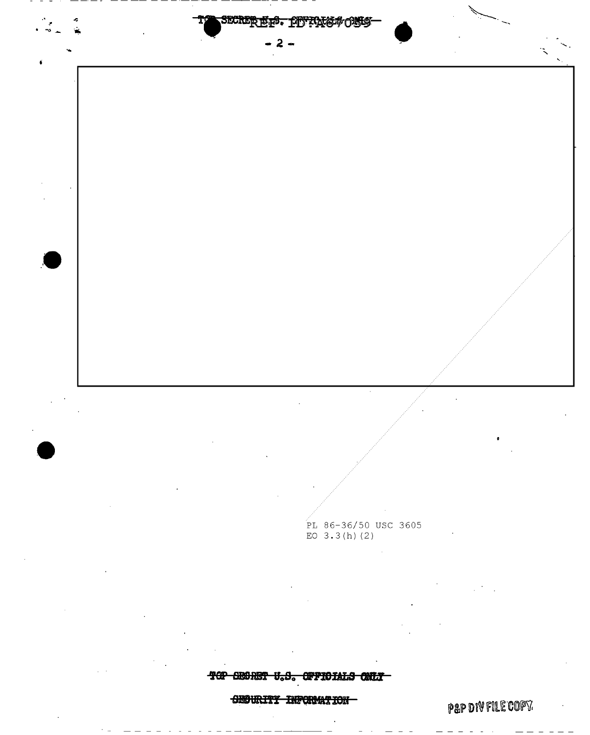PL 86-36/50 USC 3605
EO 3.3(h)(2)

~~TOP SECRET U.S. OFFICIALS ONLY~~

~~SECURITY INFORMATION~~

P&P DIV FILE COPY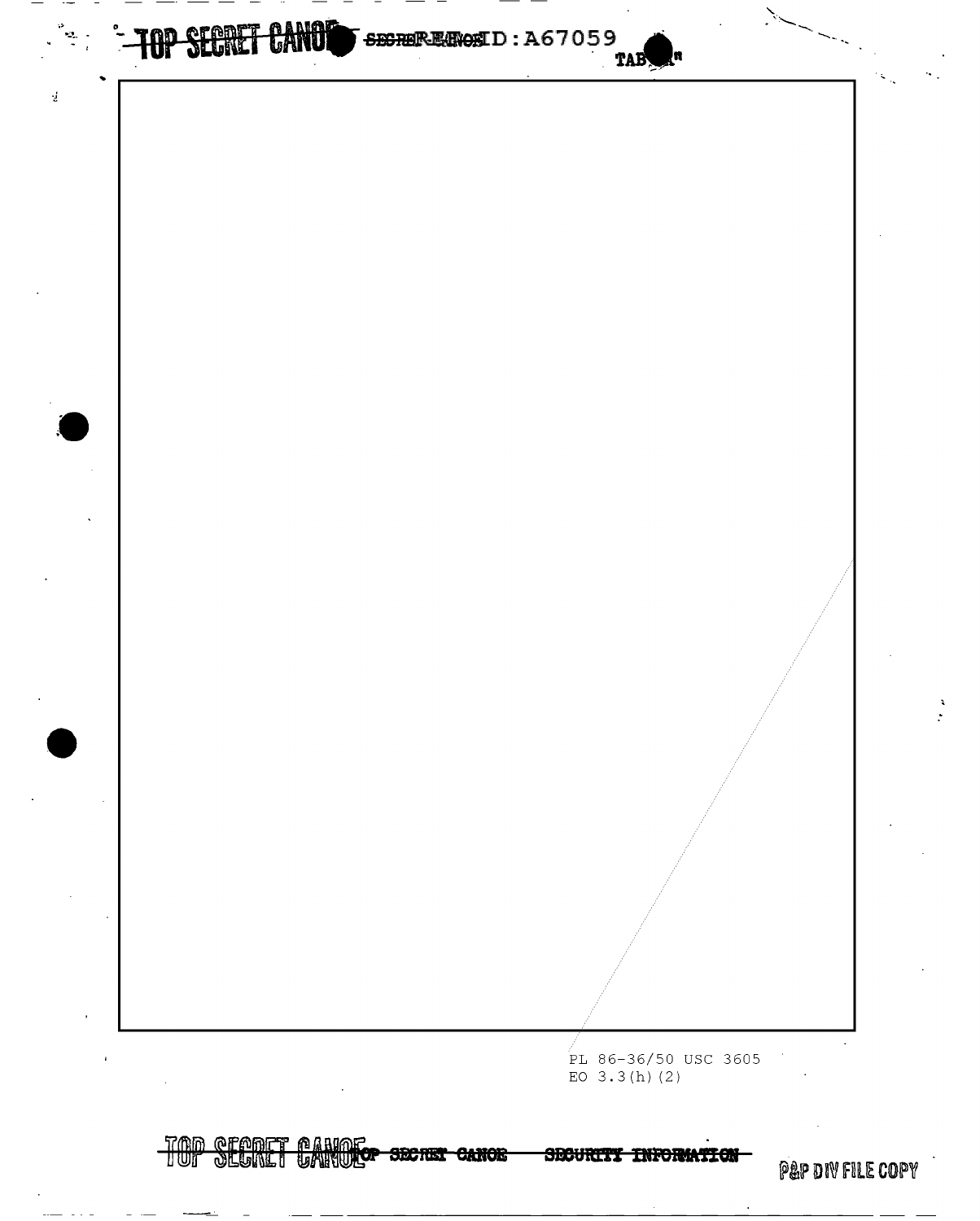TOP SECRET CANOE

TAB "A"

PL 86-36/50 USC 3605
EO 3.3(h)(2)

TOP SECRET CANOE — SECURITY INFORMATION

P&P DIV FILE COPY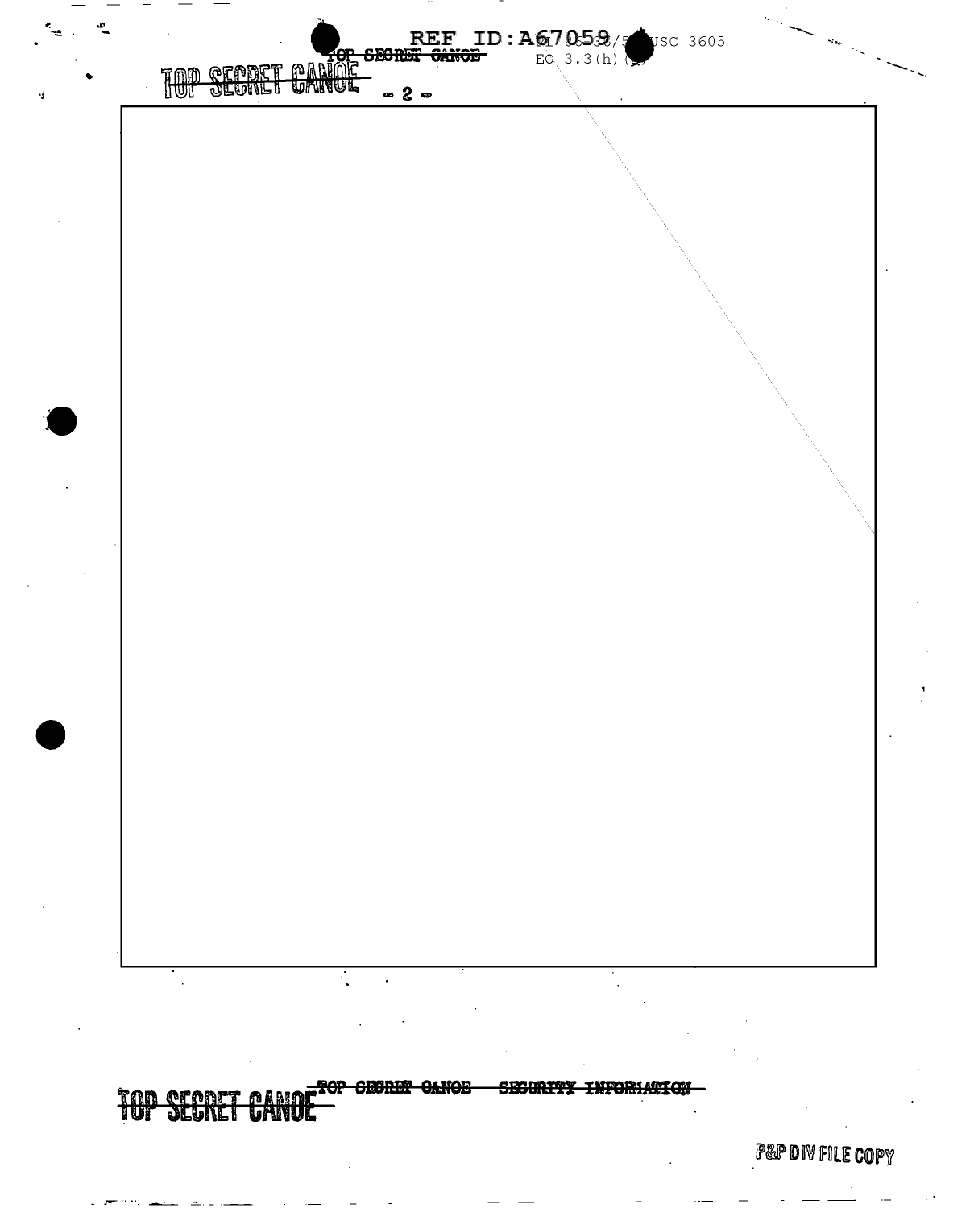PL 86-36/50 USC 3605
EO 3.3(h)(2)

TOP SECRET CANOE

TOP SECRET CANOE SECURITY INFORMATION

P&P DIV FILE COPY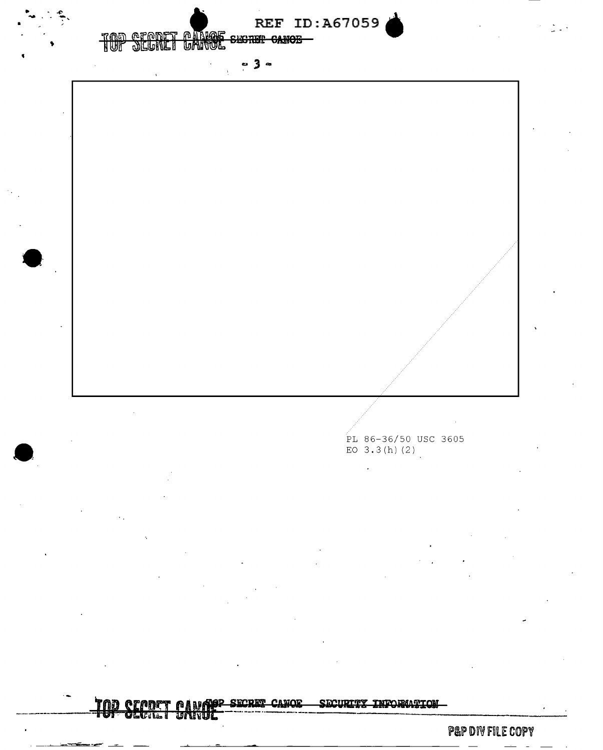PL 86-36/50 USC 3605
EO 3.3(h)(2)